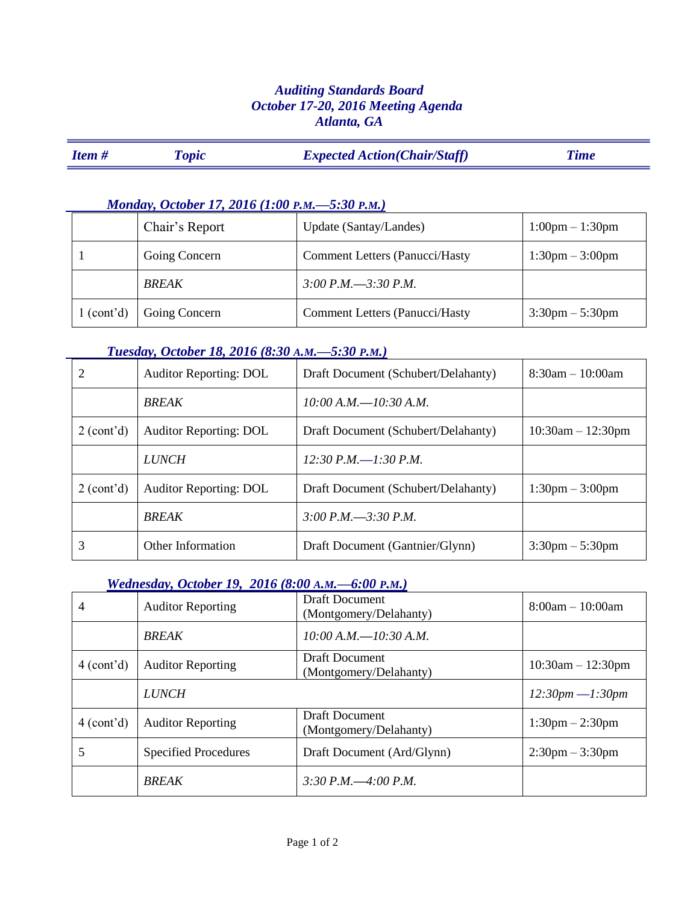# *Auditing Standards Board*
# *October 17-20, 2016 Meeting Agenda*
# *Atlanta, GA*

| *Item #* | *Topic* | *Expected Action(Chair/Staff)* | *Time* |
|---|---|---|---|

### *Monday, October 17, 2016 (1:00 P.M.—5:30 P.M.)*

| | | | |
|---|---|---|---|
| | Chair's Report | Update (Santay/Landes) | 1:00pm – 1:30pm |
| 1 | Going Concern | Comment Letters (Panucci/Hasty | 1:30pm – 3:00pm |
| | *BREAK* | *3:00 P.M.—3:30 P.M.* | |
| 1 (cont'd) | Going Concern | Comment Letters (Panucci/Hasty | 3:30pm – 5:30pm |

### *Tuesday, October 18, 2016 (8:30 A.M.—5:30 P.M.)*

| | | | |
|---|---|---|---|
| 2 | Auditor Reporting: DOL | Draft Document (Schubert/Delahanty) | 8:30am – 10:00am |
| | *BREAK* | *10:00 A.M.—10:30 A.M.* | |
| 2 (cont'd) | Auditor Reporting: DOL | Draft Document (Schubert/Delahanty) | 10:30am – 12:30pm |
| | *LUNCH* | *12:30 P.M.—1:30 P.M.* | |
| 2 (cont'd) | Auditor Reporting: DOL | Draft Document (Schubert/Delahanty) | 1:30pm – 3:00pm |
| | *BREAK* | *3:00 P.M.—3:30 P.M.* | |
| 3 | Other Information | Draft Document (Gantnier/Glynn) | 3:30pm – 5:30pm |

### *Wednesday, October 19, 2016 (8:00 A.M.—6:00 P.M.)*

| | | | |
|---|---|---|---|
| 4 | Auditor Reporting | Draft Document (Montgomery/Delahanty) | 8:00am – 10:00am |
| | *BREAK* | *10:00 A.M.—10:30 A.M.* | |
| 4 (cont'd) | Auditor Reporting | Draft Document (Montgomery/Delahanty) | 10:30am – 12:30pm |
| | *LUNCH* | | *12:30pm —1:30pm* |
| 4 (cont'd) | Auditor Reporting | Draft Document (Montgomery/Delahanty) | 1:30pm – 2:30pm |
| 5 | Specified Procedures | Draft Document (Ard/Glynn) | 2:30pm – 3:30pm |
| | *BREAK* | *3:30 P.M.—4:00 P.M.* | |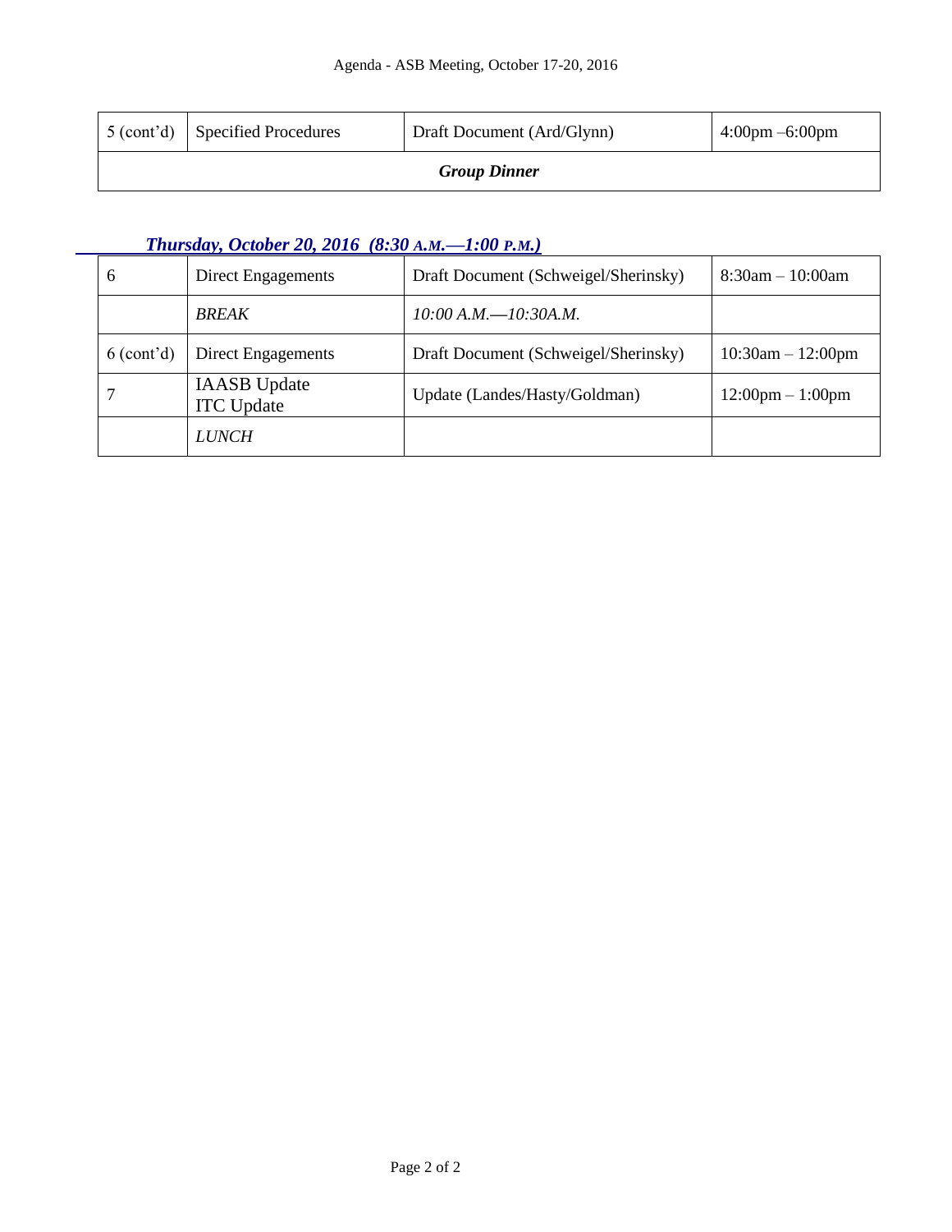| | | | |
|---|---|---|---|
| 5 (cont'd) | Specified Procedures | Draft Document (Ard/Glynn) | 4:00pm –6:00pm |
| ***Group Dinner*** | | | |

***Thursday, October 20, 2016 (8:30 A.M.—1:00 P.M.)***

| | | | |
|---|---|---|---|
| 6 | Direct Engagements | Draft Document (Schweigel/Sherinsky) | 8:30am – 10:00am |
| | *BREAK* | *10:00 A.M.—10:30A.M.* | |
| 6 (cont'd) | Direct Engagements | Draft Document (Schweigel/Sherinsky) | 10:30am – 12:00pm |
| 7 | IAASB Update<br>ITC Update | Update (Landes/Hasty/Goldman) | 12:00pm – 1:00pm |
| | *LUNCH* | | |